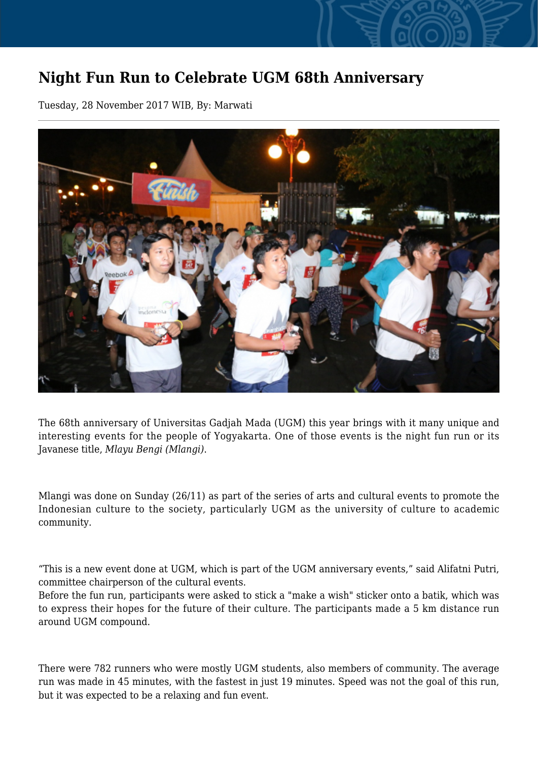# Night Fun Run to Celebrate UGM 68th Anniversary

Tuesday, 28 November 2017 WIB, By: Marwati

The 68th anniversary of Universitas Gadjah Mada (UGM) this year brings with it many unique and interesting events for the people of Yogyakarta. One of those events is the night fun run or its Javanese title, *Mlayu Bengi (Mlangi)*.

Mlangi was done on Sunday (26/11) as part of the series of arts and cultural events to promote the Indonesian culture to the society, particularly UGM as the university of culture to academic community.

“This is a new event done at UGM, which is part of the UGM anniversary events,” said Alifatni Putri, committee chairperson of the cultural events.
Before the fun run, participants were asked to stick a "make a wish" sticker onto a batik, which was to express their hopes for the future of their culture. The participants made a 5 km distance run around UGM compound.

There were 782 runners who were mostly UGM students, also members of community. The average run was made in 45 minutes, with the fastest in just 19 minutes. Speed was not the goal of this run, but it was expected to be a relaxing and fun event.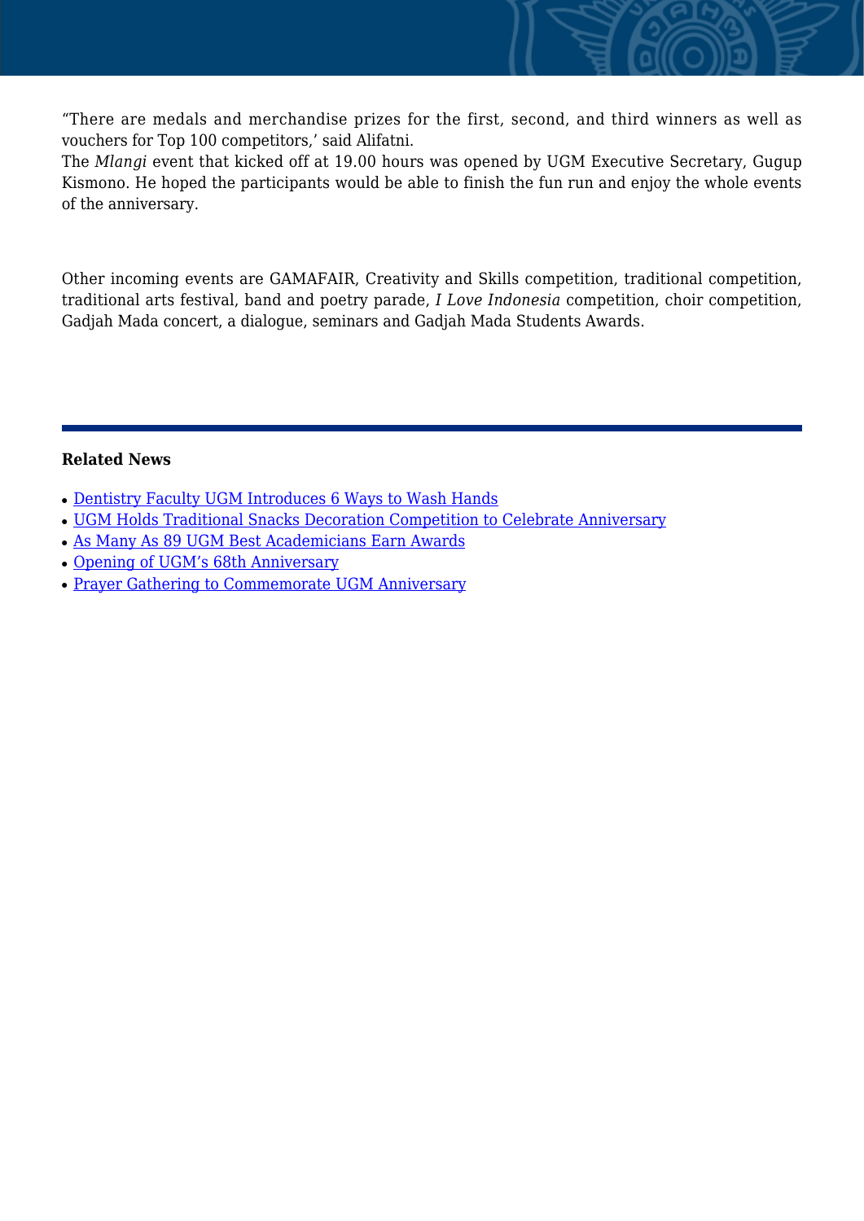“There are medals and merchandise prizes for the first, second, and third winners as well as vouchers for Top 100 competitors,’ said Alifatni.
The *Mlangi* event that kicked off at 19.00 hours was opened by UGM Executive Secretary, Gugup Kismono. He hoped the participants would be able to finish the fun run and enjoy the whole events of the anniversary.

Other incoming events are GAMAFAIR, Creativity and Skills competition, traditional competition, traditional arts festival, band and poetry parade, *I Love Indonesia* competition, choir competition, Gadjah Mada concert, a dialogue, seminars and Gadjah Mada Students Awards.

---

**Related News**

- Dentistry Faculty UGM Introduces 6 Ways to Wash Hands
- UGM Holds Traditional Snacks Decoration Competition to Celebrate Anniversary
- As Many As 89 UGM Best Academicians Earn Awards
- Opening of UGM’s 68th Anniversary
- Prayer Gathering to Commemorate UGM Anniversary